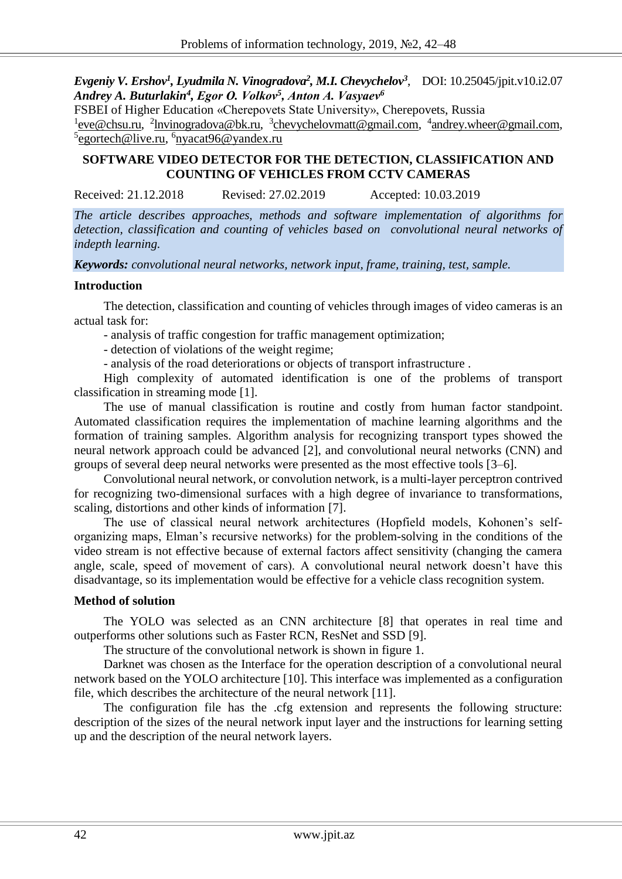***Evgeniy V. Ershov[1], Lyudmila N. Vinogradova[2], M.I. Chevychelov[3], Andrey A. Buturlakin[4], Egor O. Volkov[5], Anton A. Vasyaev[6]*** DOI: 10.25045/jpit.v10.i2.07

FSBEI of Higher Education «Cherepovets State University», Cherepovets, Russia

[1]eve@chsu.ru, [2]lnvinogradova@bk.ru, [3]chevychelovmatt@gmail.com, [4]andrey.wheer@gmail.com, [5]egortech@live.ru, [6]nyacat96@yandex.ru

# SOFTWARE VIDEO DETECTOR FOR THE DETECTION, CLASSIFICATION AND COUNTING OF VEHICLES FROM CCTV CAMERAS

Received: 21.12.2018 Revised: 27.02.2019 Accepted: 10.03.2019

*The article describes approaches, methods and software implementation of algorithms for detection, classification and counting of vehicles based on convolutional neural networks of indepth learning.*

***Keywords:*** *convolutional neural networks, network input, frame, training, test, sample.*

## Introduction

The detection, classification and counting of vehicles through images of video cameras is an actual task for:

- analysis of traffic congestion for traffic management optimization;
- detection of violations of the weight regime;
- analysis of the road deteriorations or objects of transport infrastructure .

High complexity of automated identification is one of the problems of transport classification in streaming mode [1].

The use of manual classification is routine and costly from human factor standpoint. Automated classification requires the implementation of machine learning algorithms and the formation of training samples. Algorithm analysis for recognizing transport types showed the neural network approach could be advanced [2], and convolutional neural networks (CNN) and groups of several deep neural networks were presented as the most effective tools [3–6].

Convolutional neural network, or convolution network, is a multi-layer perceptron contrived for recognizing two-dimensional surfaces with a high degree of invariance to transformations, scaling, distortions and other kinds of information [7].

The use of classical neural network architectures (Hopfield models, Kohonen's self-organizing maps, Elman's recursive networks) for the problem-solving in the conditions of the video stream is not effective because of external factors affect sensitivity (changing the camera angle, scale, speed of movement of cars). A convolutional neural network doesn't have this disadvantage, so its implementation would be effective for a vehicle class recognition system.

## Method of solution

The YOLO was selected as an CNN architecture [8] that operates in real time and outperforms other solutions such as Faster RCN, ResNet and SSD [9].

The structure of the convolutional network is shown in figure 1.

Darknet was chosen as the Interface for the operation description of a convolutional neural network based on the YOLO architecture [10]. This interface was implemented as a configuration file, which describes the architecture of the neural network [11].

The configuration file has the .cfg extension and represents the following structure: description of the sizes of the neural network input layer and the instructions for learning setting up and the description of the neural network layers.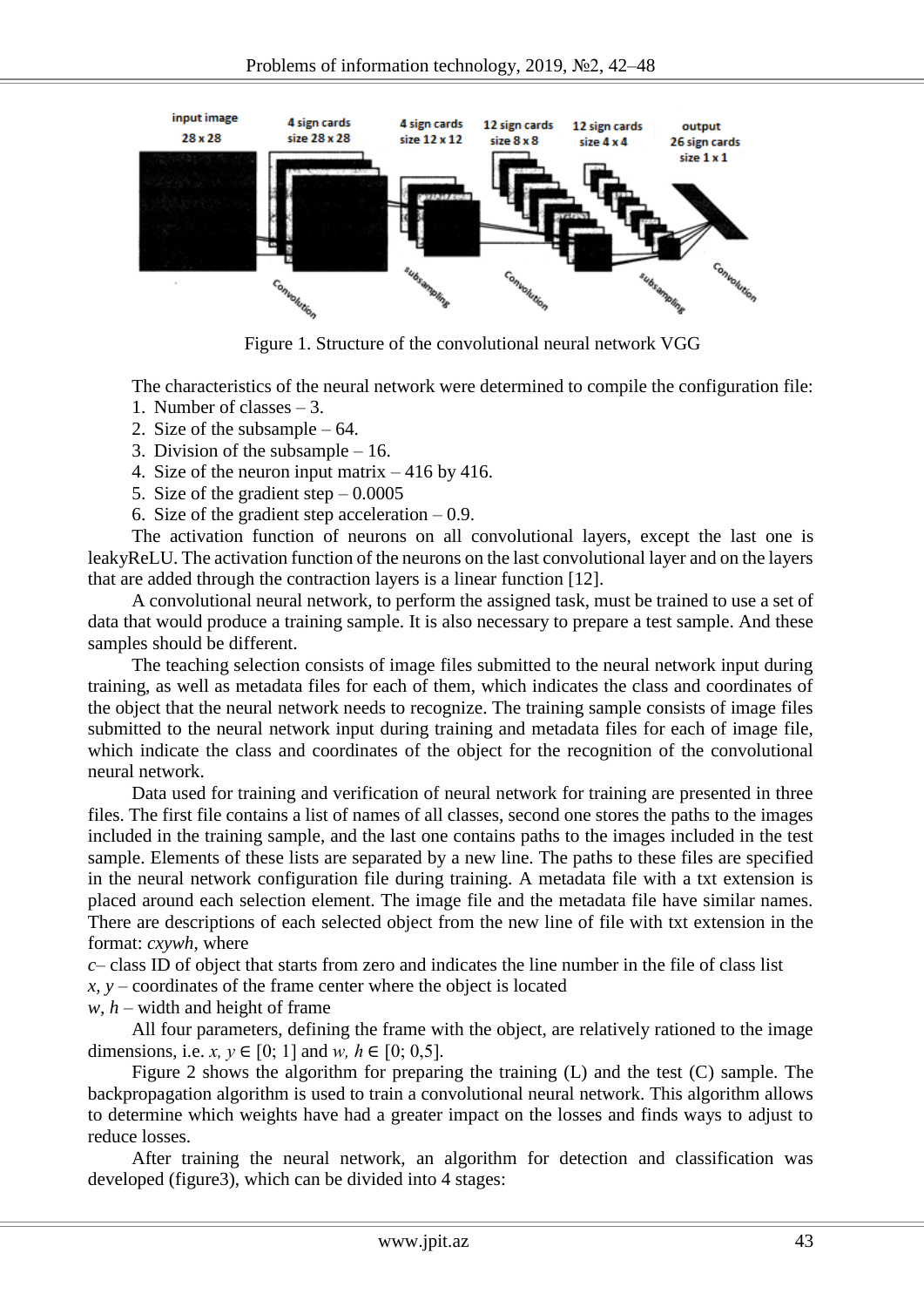Figure 1. Structure of the convolutional neural network VGG

The characteristics of the neural network were determined to compile the configuration file:

1. Number of classes – 3.
2. Size of the subsample – 64.
3. Division of the subsample – 16.
4. Size of the neuron input matrix – 416 by 416.
5. Size of the gradient step – 0.0005
6. Size of the gradient step acceleration – 0.9.

The activation function of neurons on all convolutional layers, except the last one is leakyReLU. The activation function of the neurons on the last convolutional layer and on the layers that are added through the contraction layers is a linear function [12].

A convolutional neural network, to perform the assigned task, must be trained to use a set of data that would produce a training sample. It is also necessary to prepare a test sample. And these samples should be different.

The teaching selection consists of image files submitted to the neural network input during training, as well as metadata files for each of them, which indicates the class and coordinates of the object that the neural network needs to recognize. The training sample consists of image files submitted to the neural network input during training and metadata files for each of image file, which indicate the class and coordinates of the object for the recognition of the convolutional neural network.

Data used for training and verification of neural network for training are presented in three files. The first file contains a list of names of all classes, second one stores the paths to the images included in the training sample, and the last one contains paths to the images included in the test sample. Elements of these lists are separated by a new line. The paths to these files are specified in the neural network configuration file during training. A metadata file with a txt extension is placed around each selection element. The image file and the metadata file have similar names. There are descriptions of each selected object from the new line of file with txt extension in the format: *cxywh*, where

*c*– class ID of object that starts from zero and indicates the line number in the file of class list

*x, y* – coordinates of the frame center where the object is located

*w, h* – width and height of frame

All four parameters, defining the frame with the object, are relatively rationed to the image dimensions, i.e. $x, y \in [0; 1]$ and $w, h \in [0; 0{,}5]$.

Figure 2 shows the algorithm for preparing the training (L) and the test (C) sample. The backpropagation algorithm is used to train a convolutional neural network. This algorithm allows to determine which weights have had a greater impact on the losses and finds ways to adjust to reduce losses.

After training the neural network, an algorithm for detection and classification was developed (figure3), which can be divided into 4 stages: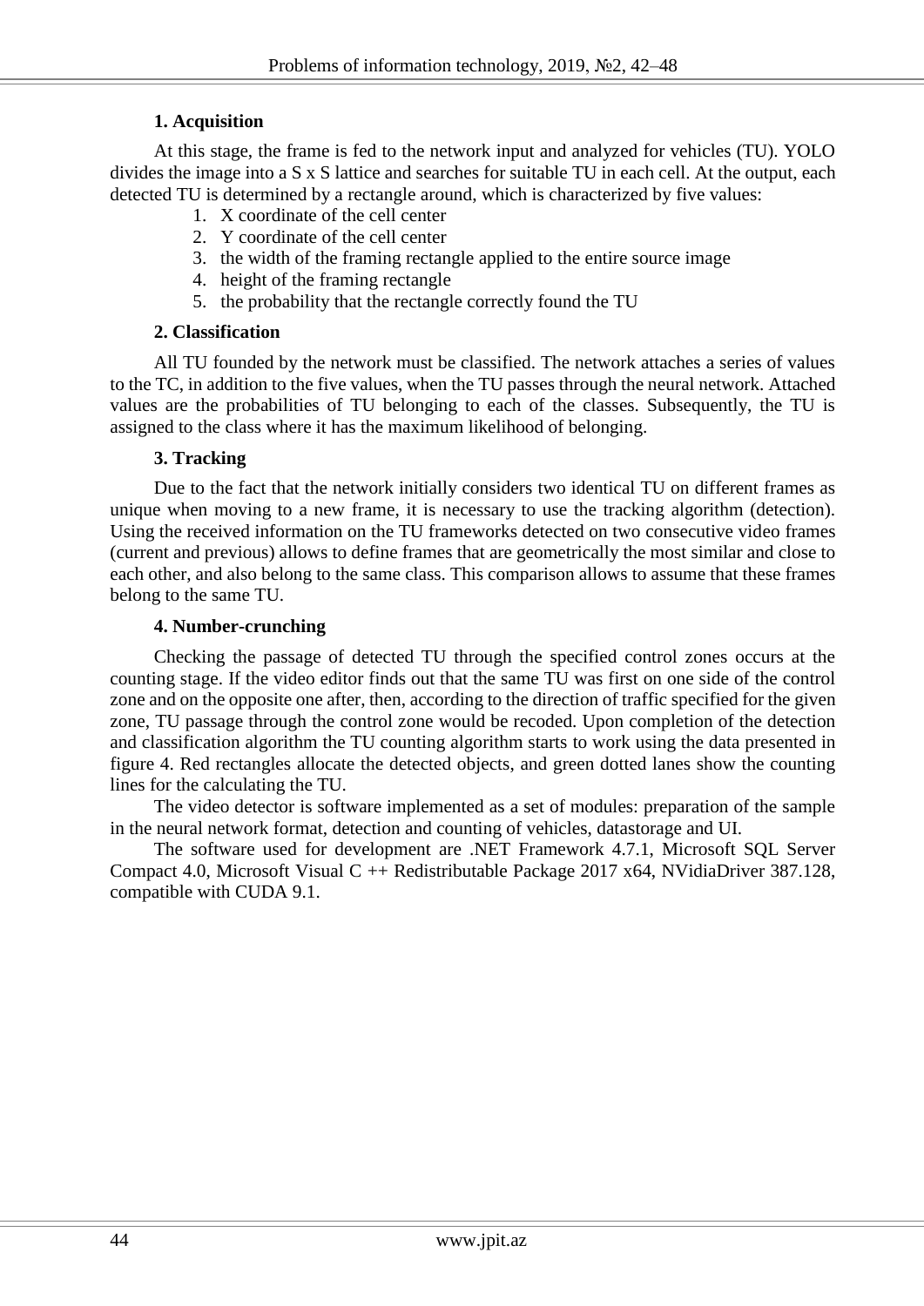**1. Acquisition**

At this stage, the frame is fed to the network input and analyzed for vehicles (TU). YOLO divides the image into a S x S lattice and searches for suitable TU in each cell. At the output, each detected TU is determined by a rectangle around, which is characterized by five values:

1. X coordinate of the cell center
2. Y coordinate of the cell center
3. the width of the framing rectangle applied to the entire source image
4. height of the framing rectangle
5. the probability that the rectangle correctly found the TU

**2. Classification**

All TU founded by the network must be classified. The network attaches a series of values to the TC, in addition to the five values, when the TU passes through the neural network. Attached values are the probabilities of TU belonging to each of the classes. Subsequently, the TU is assigned to the class where it has the maximum likelihood of belonging.

**3. Tracking**

Due to the fact that the network initially considers two identical TU on different frames as unique when moving to a new frame, it is necessary to use the tracking algorithm (detection). Using the received information on the TU frameworks detected on two consecutive video frames (current and previous) allows to define frames that are geometrically the most similar and close to each other, and also belong to the same class. This comparison allows to assume that these frames belong to the same TU.

**4. Number-crunching**

Checking the passage of detected TU through the specified control zones occurs at the counting stage. If the video editor finds out that the same TU was first on one side of the control zone and on the opposite one after, then, according to the direction of traffic specified for the given zone, TU passage through the control zone would be recoded. Upon completion of the detection and classification algorithm the TU counting algorithm starts to work using the data presented in figure 4. Red rectangles allocate the detected objects, and green dotted lanes show the counting lines for the calculating the TU.

The video detector is software implemented as a set of modules: preparation of the sample in the neural network format, detection and counting of vehicles, datastorage and UI.

The software used for development are .NET Framework 4.7.1, Microsoft SQL Server Compact 4.0, Microsoft Visual C ++ Redistributable Package 2017 x64, NVidiaDriver 387.128, compatible with CUDA 9.1.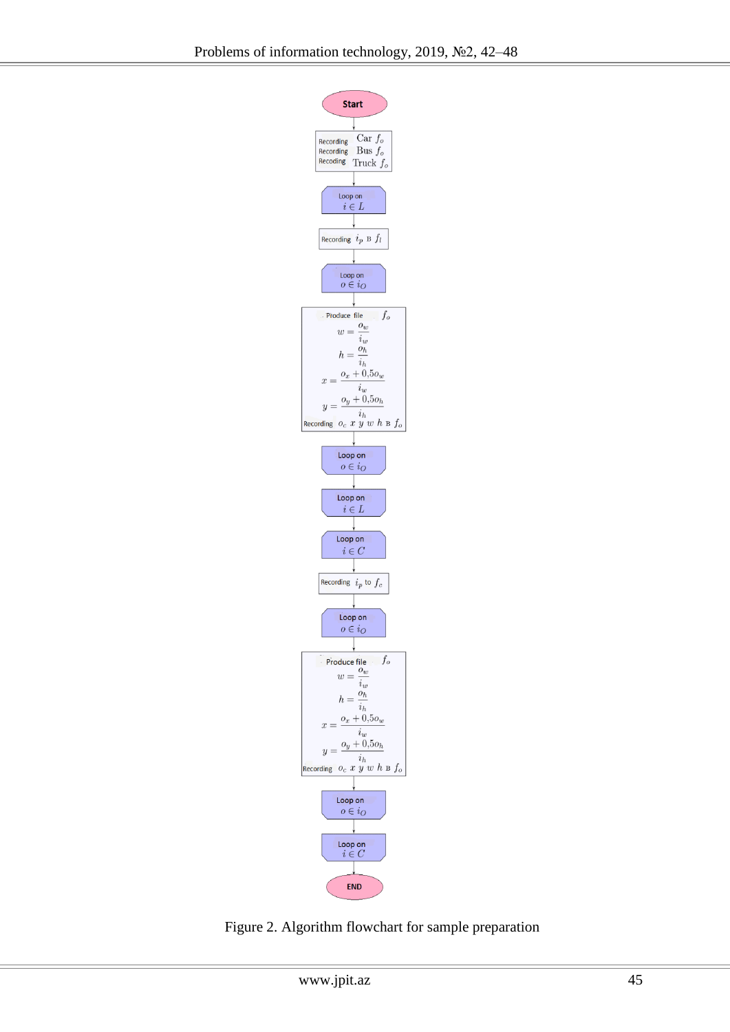Start

Recording Car $f_o$
Recording Bus $f_o$
Recoding Truck $f_o$

Loop on $i \in L$

Recording $i_p$ в $f_l$

Loop on $o \in i_O$

Produce file $f_o$

$$w = \frac{o_w}{i_w}$$

$$h = \frac{o_h}{i_h}$$

$$x = \frac{o_x + 0{,}5 o_w}{i_w}$$

$$y = \frac{o_y + 0{,}5 o_h}{i_h}$$

Recording $o_c$ $x$ $y$ $w$ $h$ в $f_o$

Loop on $o \in i_O$

Loop on $i \in L$

Loop on $i \in C$

Recording $i_p$ to $f_c$

Loop on $o \in i_O$

Produce file $f_o$

$$w = \frac{o_w}{i_w}$$

$$h = \frac{o_h}{i_h}$$

$$x = \frac{o_x + 0{,}5 o_w}{i_w}$$

$$y = \frac{o_y + 0{,}5 o_h}{i_h}$$

Recording $o_c$ $x$ $y$ $w$ $h$ в $f_o$

Loop on $o \in i_O$

Loop on $i \in C$

END

Figure 2. Algorithm flowchart for sample preparation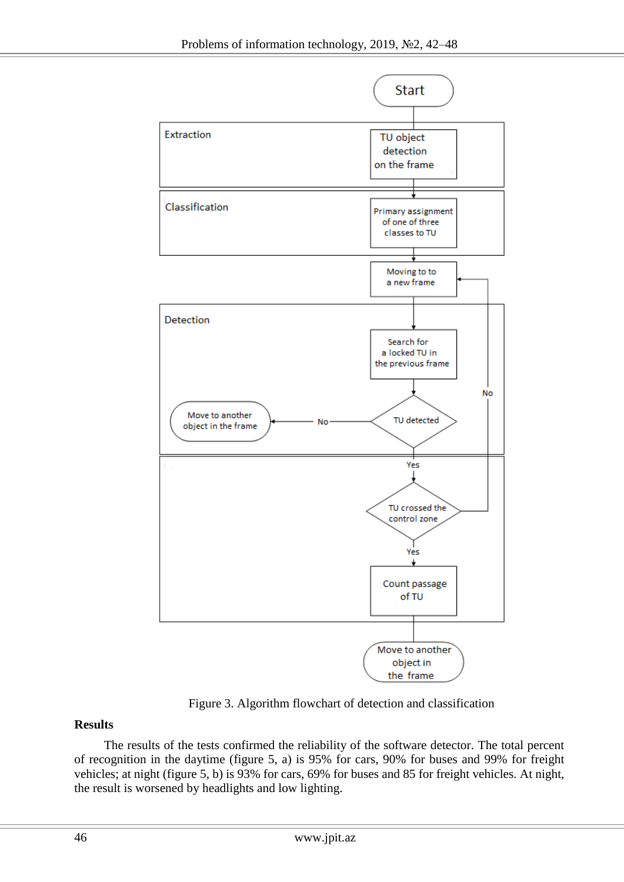Figure 3. Algorithm flowchart of detection and classification

**Results**

The results of the tests confirmed the reliability of the software detector. The total percent of recognition in the daytime (figure 5, a) is 95% for cars, 90% for buses and 99% for freight vehicles; at night (figure 5, b) is 93% for cars, 69% for buses and 85 for freight vehicles. At night, the result is worsened by headlights and low lighting.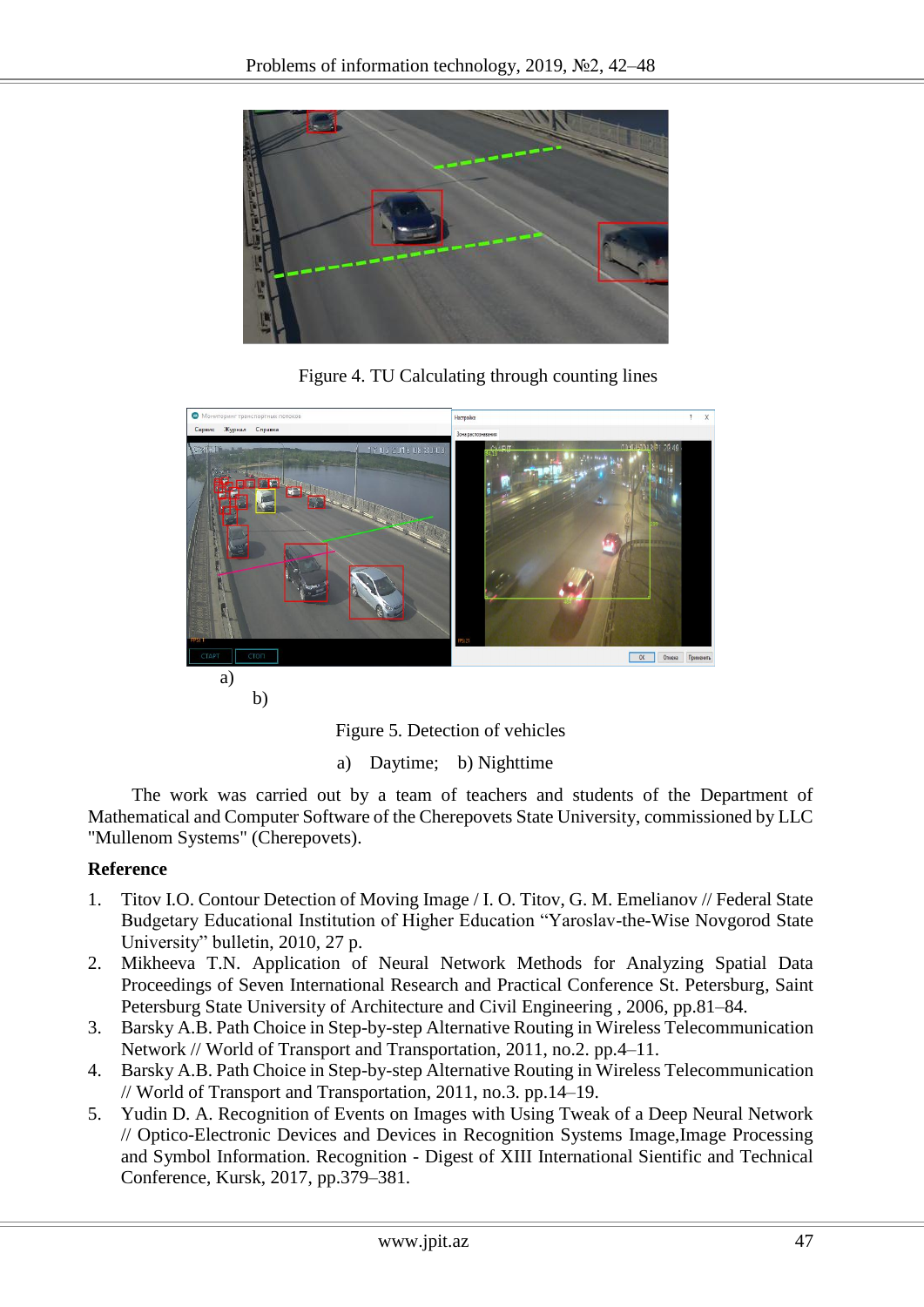Figure 4. TU Calculating through counting lines

a)

b)

Figure 5. Detection of vehicles

a) Daytime; b) Nighttime

The work was carried out by a team of teachers and students of the Department of Mathematical and Computer Software of the Cherepovets State University, commissioned by LLC "Mullenom Systems" (Cherepovets).

**Reference**

1. Titov I.O. Contour Detection of Moving Image / I. O. Titov, G. M. Emelianov // Federal State Budgetary Educational Institution of Higher Education "Yaroslav-the-Wise Novgorod State University" bulletin, 2010, 27 p.
2. Mikheeva T.N. Application of Neural Network Methods for Analyzing Spatial Data Proceedings of Seven International Research and Practical Conference St. Petersburg, Saint Petersburg State University of Architecture and Civil Engineering , 2006, pp.81–84.
3. Barsky A.B. Path Choice in Step-by-step Alternative Routing in Wireless Telecommunication Network // World of Transport and Transportation, 2011, no.2. pp.4–11.
4. Barsky A.B. Path Choice in Step-by-step Alternative Routing in Wireless Telecommunication // World of Transport and Transportation, 2011, no.3. pp.14–19.
5. Yudin D. A. Recognition of Events on Images with Using Tweak of a Deep Neural Network // Optico-Electronic Devices and Devices in Recognition Systems Image,Image Processing and Symbol Information. Recognition - Digest of XIII International Sientific and Technical Conference, Kursk, 2017, pp.379–381.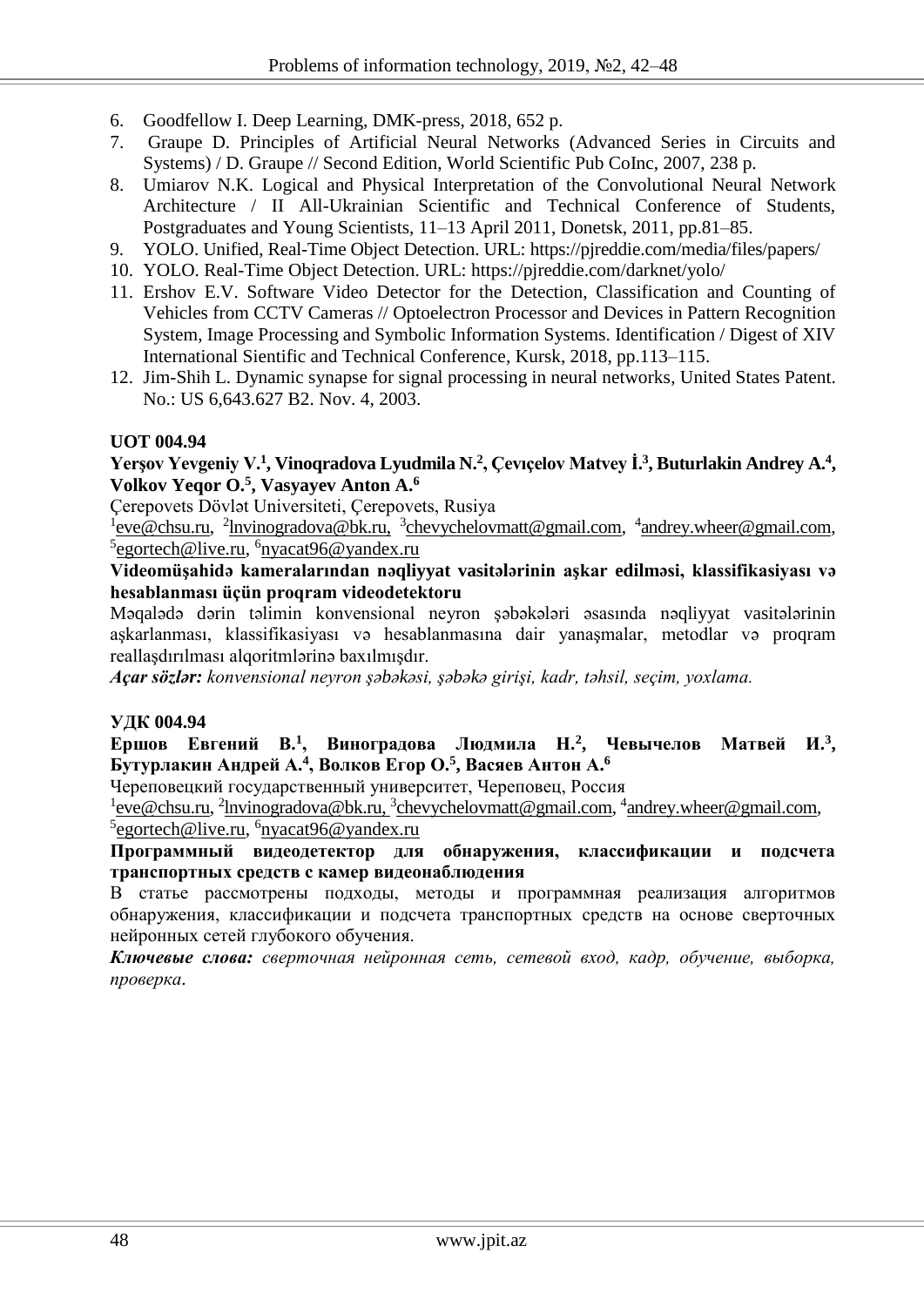6. Goodfellow I. Deep Learning, DMK-press, 2018, 652 p.
7. Graupe D. Principles of Artificial Neural Networks (Advanced Series in Circuits and Systems) / D. Graupe // Second Edition, World Scientific Pub CoInc, 2007, 238 p.
8. Umiarov N.K. Logical and Physical Interpretation of the Convolutional Neural Network Architecture / II All-Ukrainian Scientific and Technical Conference of Students, Postgraduates and Young Scientists, 11–13 April 2011, Donetsk, 2011, pp.81–85.
9. YOLO. Unified, Real-Time Object Detection. URL: https://pjreddie.com/media/files/papers/
10. YOLO. Real-Time Object Detection. URL: https://pjreddie.com/darknet/yolo/
11. Ershov E.V. Software Video Detector for the Detection, Classification and Counting of Vehicles from CCTV Cameras // Optoelectron Processor and Devices in Pattern Recognition System, Image Processing and Symbolic Information Systems. Identification / Digest of XIV International Sientific and Technical Conference, Kursk, 2018, pp.113–115.
12. Jim-Shih L. Dynamic synapse for signal processing in neural networks, United States Patent. No.: US 6,643.627 B2. Nov. 4, 2003.

**UOT 004.94**

**Yerşov Yevgeniy V.[1], Vinoqradova Lyudmila N.[2], Çevıçelov Matvey İ.[3], Buturlakin Andrey A.[4], Volkov Yeqor O.[5], Vasyayev Anton A.[6]**

Çerepovets Dövlət Universiteti, Çerepovets, Rusiya

[1]eve@chsu.ru, [2]lnvinogradova@bk.ru, [3]chevychelovmatt@gmail.com, [4]andrey.wheer@gmail.com, [5]egortech@live.ru, [6]nyacat96@yandex.ru

**Videomüşahidə kameralarından nəqliyyat vasitələrinin aşkar edilməsi, klassifikasiyası və hesablanması üçün proqram videodetektoru**

Məqalədə dərin təlimin konvensional neyron şəbəkələri əsasında nəqliyyat vasitələrinin aşkarlanması, klassifikasiyası və hesablanmasına dair yanaşmalar, metodlar və proqram reallaşdırılması alqoritmlərinə baxılmışdır.

***Açar sözlər:*** *konvensional neyron şəbəkəsi, şəbəkə girişi, kadr, təhsil, seçim, yoxlama.*

**УДК 004.94**

**Ершов Евгений В.[1], Виноградова Людмила Н.[2], Чевычелов Матвей И.[3], Бутурлакин Андрей А.[4], Волков Егор О.[5], Васяев Антон А.[6]**

Череповецкий государственный университет, Череповец, Россия

[1]eve@chsu.ru, [2]lnvinogradova@bk.ru, [3]chevychelovmatt@gmail.com, [4]andrey.wheer@gmail.com, [5]egortech@live.ru, [6]nyacat96@yandex.ru

**Программный видеодетектор для обнаружения, классификации и подсчета транспортных средств с камер видеонаблюдения**

В статье рассмотрены подходы, методы и программная реализация алгоритмов обнаружения, классификации и подсчета транспортных средств на основе сверточных нейронных сетей глубокого обучения.

***Ключевые слова:*** *сверточная нейронная сеть, сетевой вход, кадр, обучение, выборка, проверка.*